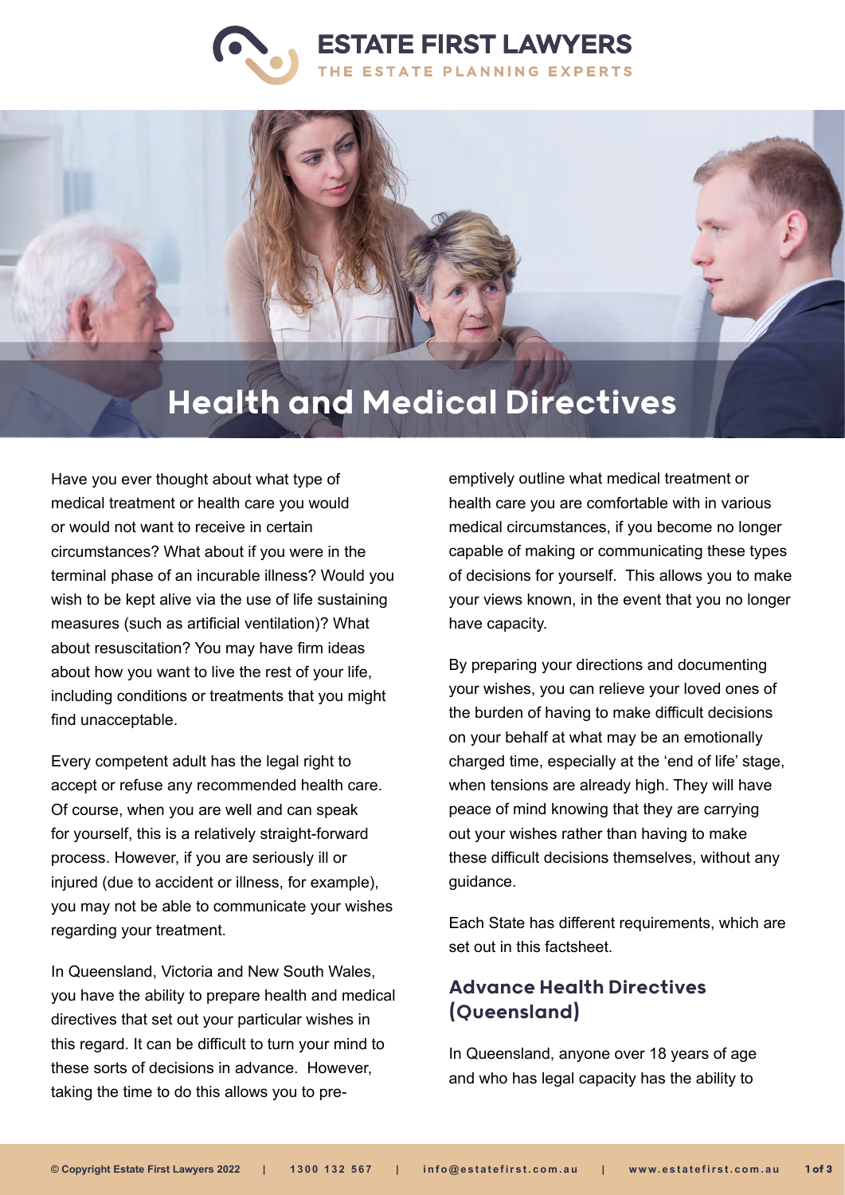# Health and Medical Directives

Have you ever thought about what type of medical treatment or health care you would or would not want to receive in certain circumstances? What about if you were in the terminal phase of an incurable illness? Would you wish to be kept alive via the use of life sustaining measures (such as artificial ventilation)? What about resuscitation? You may have firm ideas about how you want to live the rest of your life, including conditions or treatments that you might find unacceptable.

Every competent adult has the legal right to accept or refuse any recommended health care. Of course, when you are well and can speak for yourself, this is a relatively straight-forward process. However, if you are seriously ill or injured (due to accident or illness, for example), you may not be able to communicate your wishes regarding your treatment.

In Queensland, Victoria and New South Wales, you have the ability to prepare health and medical directives that set out your particular wishes in this regard. It can be difficult to turn your mind to these sorts of decisions in advance. However, taking the time to do this allows you to pre-emptively outline what medical treatment or health care you are comfortable with in various medical circumstances, if you become no longer capable of making or communicating these types of decisions for yourself. This allows you to make your views known, in the event that you no longer have capacity.

By preparing your directions and documenting your wishes, you can relieve your loved ones of the burden of having to make difficult decisions on your behalf at what may be an emotionally charged time, especially at the 'end of life' stage, when tensions are already high. They will have peace of mind knowing that they are carrying out your wishes rather than having to make these difficult decisions themselves, without any guidance.

Each State has different requirements, which are set out in this factsheet.

## Advance Health Directives (Queensland)

In Queensland, anyone over 18 years of age and who has legal capacity has the ability to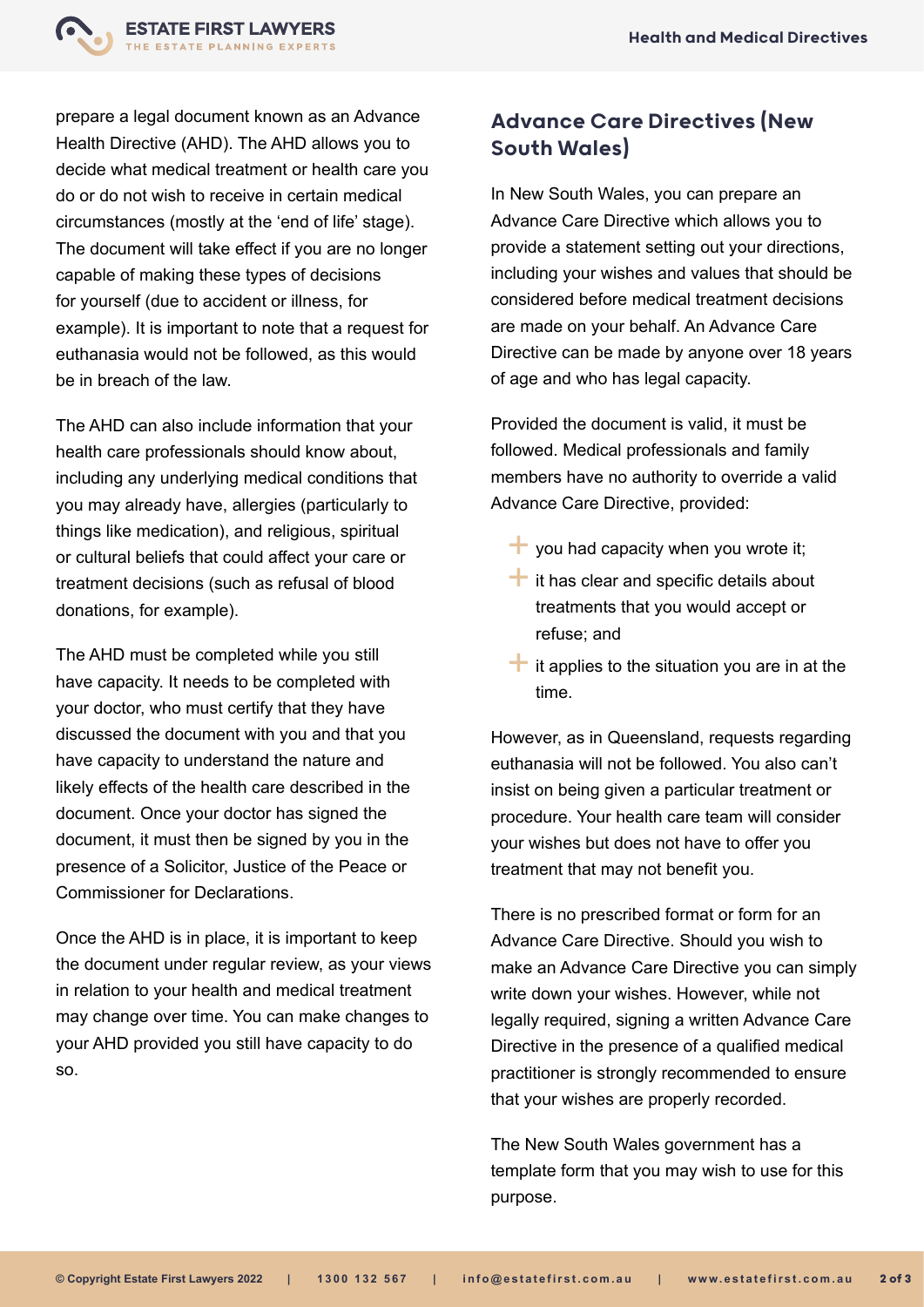prepare a legal document known as an Advance Health Directive (AHD). The AHD allows you to decide what medical treatment or health care you do or do not wish to receive in certain medical circumstances (mostly at the 'end of life' stage). The document will take effect if you are no longer capable of making these types of decisions for yourself (due to accident or illness, for example). It is important to note that a request for euthanasia would not be followed, as this would be in breach of the law.

The AHD can also include information that your health care professionals should know about, including any underlying medical conditions that you may already have, allergies (particularly to things like medication), and religious, spiritual or cultural beliefs that could affect your care or treatment decisions (such as refusal of blood donations, for example).

The AHD must be completed while you still have capacity. It needs to be completed with your doctor, who must certify that they have discussed the document with you and that you have capacity to understand the nature and likely effects of the health care described in the document. Once your doctor has signed the document, it must then be signed by you in the presence of a Solicitor, Justice of the Peace or Commissioner for Declarations.

Once the AHD is in place, it is important to keep the document under regular review, as your views in relation to your health and medical treatment may change over time. You can make changes to your AHD provided you still have capacity to do so.

## Advance Care Directives (New South Wales)

In New South Wales, you can prepare an Advance Care Directive which allows you to provide a statement setting out your directions, including your wishes and values that should be considered before medical treatment decisions are made on your behalf. An Advance Care Directive can be made by anyone over 18 years of age and who has legal capacity.

Provided the document is valid, it must be followed. Medical professionals and family members have no authority to override a valid Advance Care Directive, provided:

- you had capacity when you wrote it;
- it has clear and specific details about treatments that you would accept or refuse; and
- it applies to the situation you are in at the time.

However, as in Queensland, requests regarding euthanasia will not be followed. You also can't insist on being given a particular treatment or procedure. Your health care team will consider your wishes but does not have to offer you treatment that may not benefit you.

There is no prescribed format or form for an Advance Care Directive. Should you wish to make an Advance Care Directive you can simply write down your wishes. However, while not legally required, signing a written Advance Care Directive in the presence of a qualified medical practitioner is strongly recommended to ensure that your wishes are properly recorded.

The New South Wales government has a template form that you may wish to use for this purpose.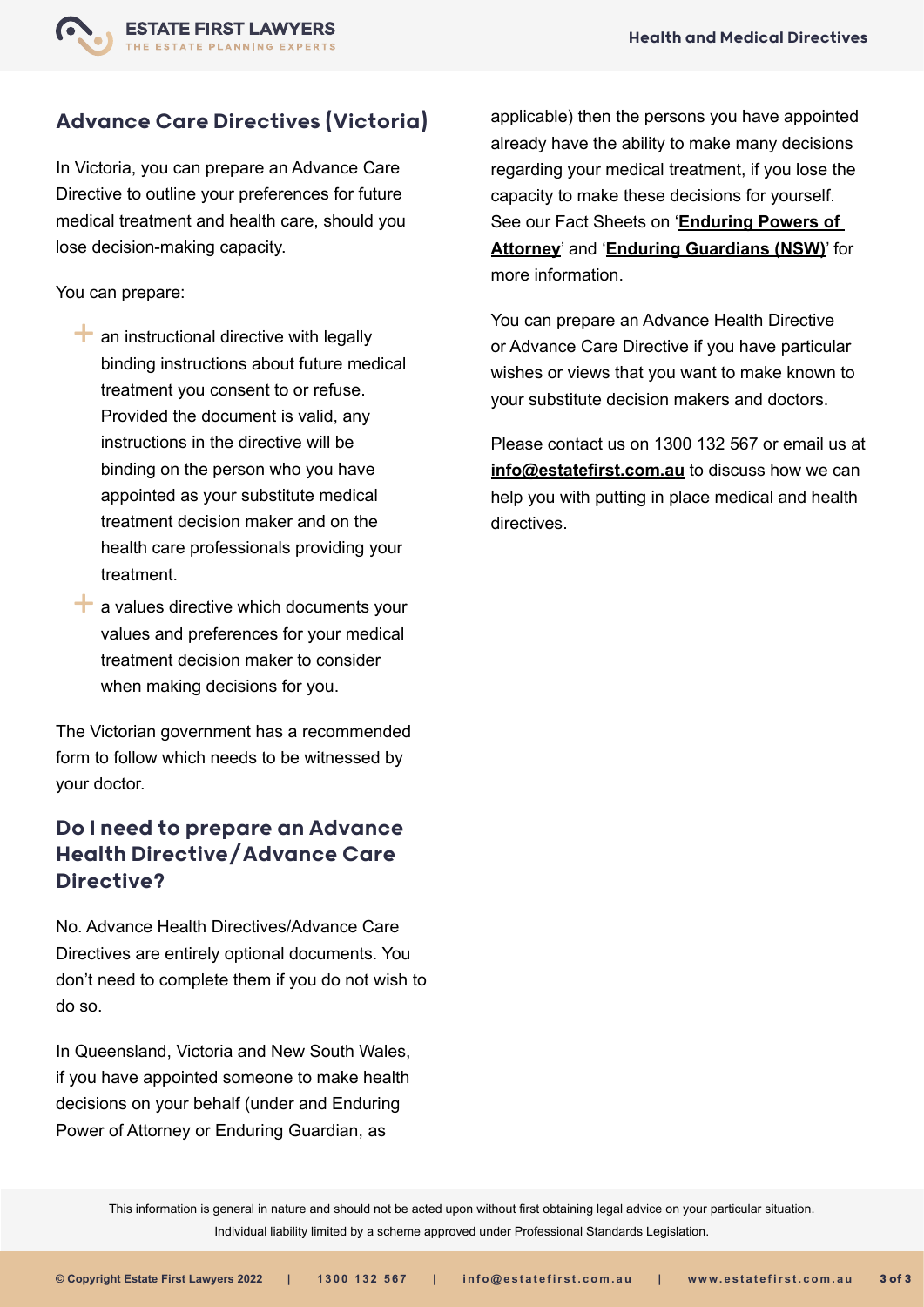## Advance Care Directives (Victoria)

In Victoria, you can prepare an Advance Care Directive to outline your preferences for future medical treatment and health care, should you lose decision-making capacity.

You can prepare:

- an instructional directive with legally binding instructions about future medical treatment you consent to or refuse. Provided the document is valid, any instructions in the directive will be binding on the person who you have appointed as your substitute medical treatment decision maker and on the health care professionals providing your treatment.
- a values directive which documents your values and preferences for your medical treatment decision maker to consider when making decisions for you.

The Victorian government has a recommended form to follow which needs to be witnessed by your doctor.

## Do I need to prepare an Advance Health Directive/Advance Care Directive?

No. Advance Health Directives/Advance Care Directives are entirely optional documents. You don't need to complete them if you do not wish to do so.

In Queensland, Victoria and New South Wales, if you have appointed someone to make health decisions on your behalf (under and Enduring Power of Attorney or Enduring Guardian, as applicable) then the persons you have appointed already have the ability to make many decisions regarding your medical treatment, if you lose the capacity to make these decisions for yourself. See our Fact Sheets on '**Enduring Powers of Attorney**' and '**Enduring Guardians (NSW)**' for more information.

You can prepare an Advance Health Directive or Advance Care Directive if you have particular wishes or views that you want to make known to your substitute decision makers and doctors.

Please contact us on 1300 132 567 or email us at **info@estatefirst.com.au** to discuss how we can help you with putting in place medical and health directives.

This information is general in nature and should not be acted upon without first obtaining legal advice on your particular situation.
Individual liability limited by a scheme approved under Professional Standards Legislation.